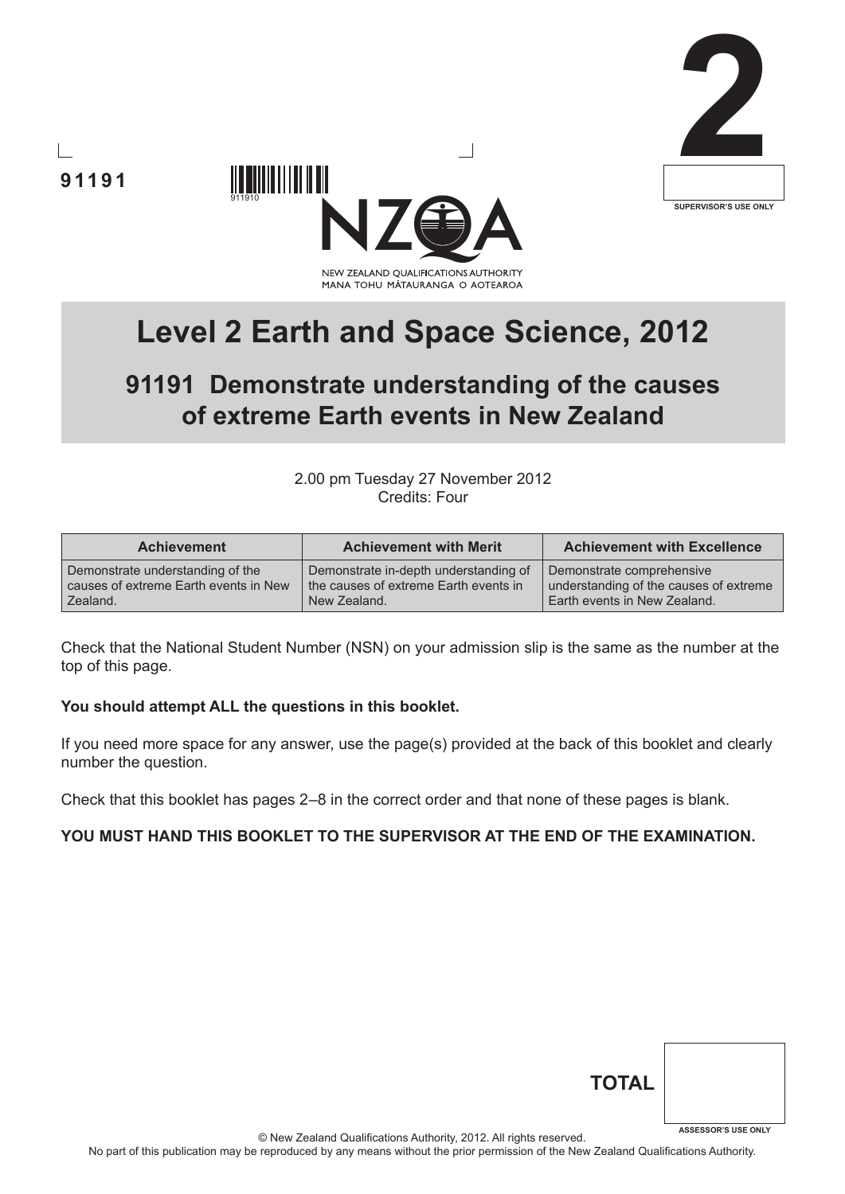91191

**2**

SUPERVISOR'S USE ONLY

NEW ZEALAND QUALIFICATIONS AUTHORITY
MANA TOHU MĀTAURANGA O AOTEAROA

# Level 2 Earth and Space Science, 2012

## 91191 Demonstrate understanding of the causes of extreme Earth events in New Zealand

2.00 pm Tuesday 27 November 2012
Credits: Four

| Achievement | Achievement with Merit | Achievement with Excellence |
| --- | --- | --- |
| Demonstrate understanding of the causes of extreme Earth events in New Zealand. | Demonstrate in-depth understanding of the causes of extreme Earth events in New Zealand. | Demonstrate comprehensive understanding of the causes of extreme Earth events in New Zealand. |

Check that the National Student Number (NSN) on your admission slip is the same as the number at the top of this page.

**You should attempt ALL the questions in this booklet.**

If you need more space for any answer, use the page(s) provided at the back of this booklet and clearly number the question.

Check that this booklet has pages 2–8 in the correct order and that none of these pages is blank.

**YOU MUST HAND THIS BOOKLET TO THE SUPERVISOR AT THE END OF THE EXAMINATION.**

**TOTAL**

ASSESSOR'S USE ONLY

© New Zealand Qualifications Authority, 2012. All rights reserved.
No part of this publication may be reproduced by any means without the prior permission of the New Zealand Qualifications Authority.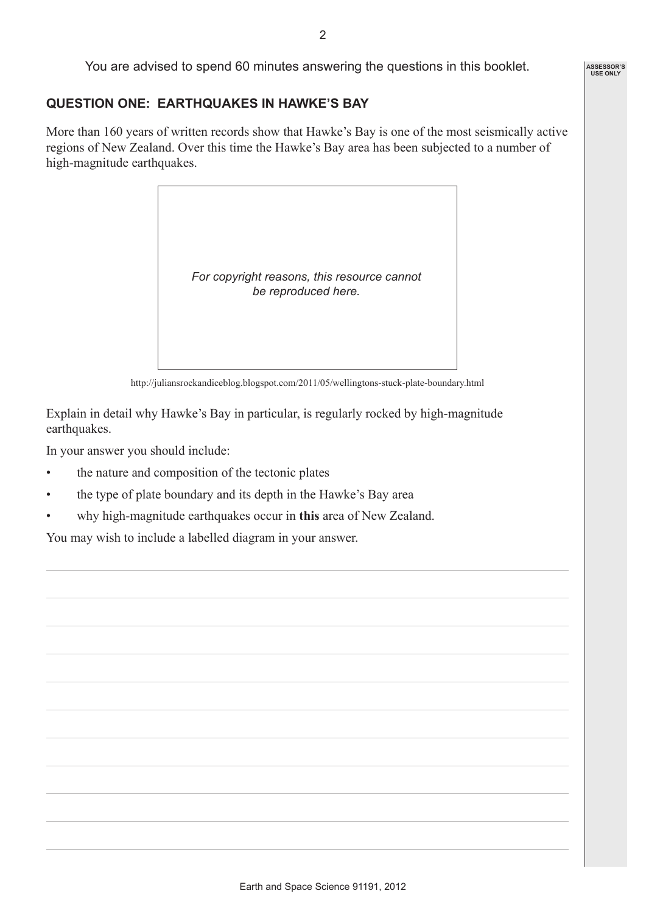You are advised to spend 60 minutes answering the questions in this booklet.

## QUESTION ONE: EARTHQUAKES IN HAWKE'S BAY

More than 160 years of written records show that Hawke's Bay is one of the most seismically active regions of New Zealand. Over this time the Hawke's Bay area has been subjected to a number of high-magnitude earthquakes.

*For copyright reasons, this resource cannot be reproduced here.*

http://juliansrockandiceblog.blogspot.com/2011/05/wellingtons-stuck-plate-boundary.html

Explain in detail why Hawke's Bay in particular, is regularly rocked by high-magnitude earthquakes.

In your answer you should include:

- the nature and composition of the tectonic plates
- the type of plate boundary and its depth in the Hawke's Bay area
- why high-magnitude earthquakes occur in **this** area of New Zealand.

You may wish to include a labelled diagram in your answer.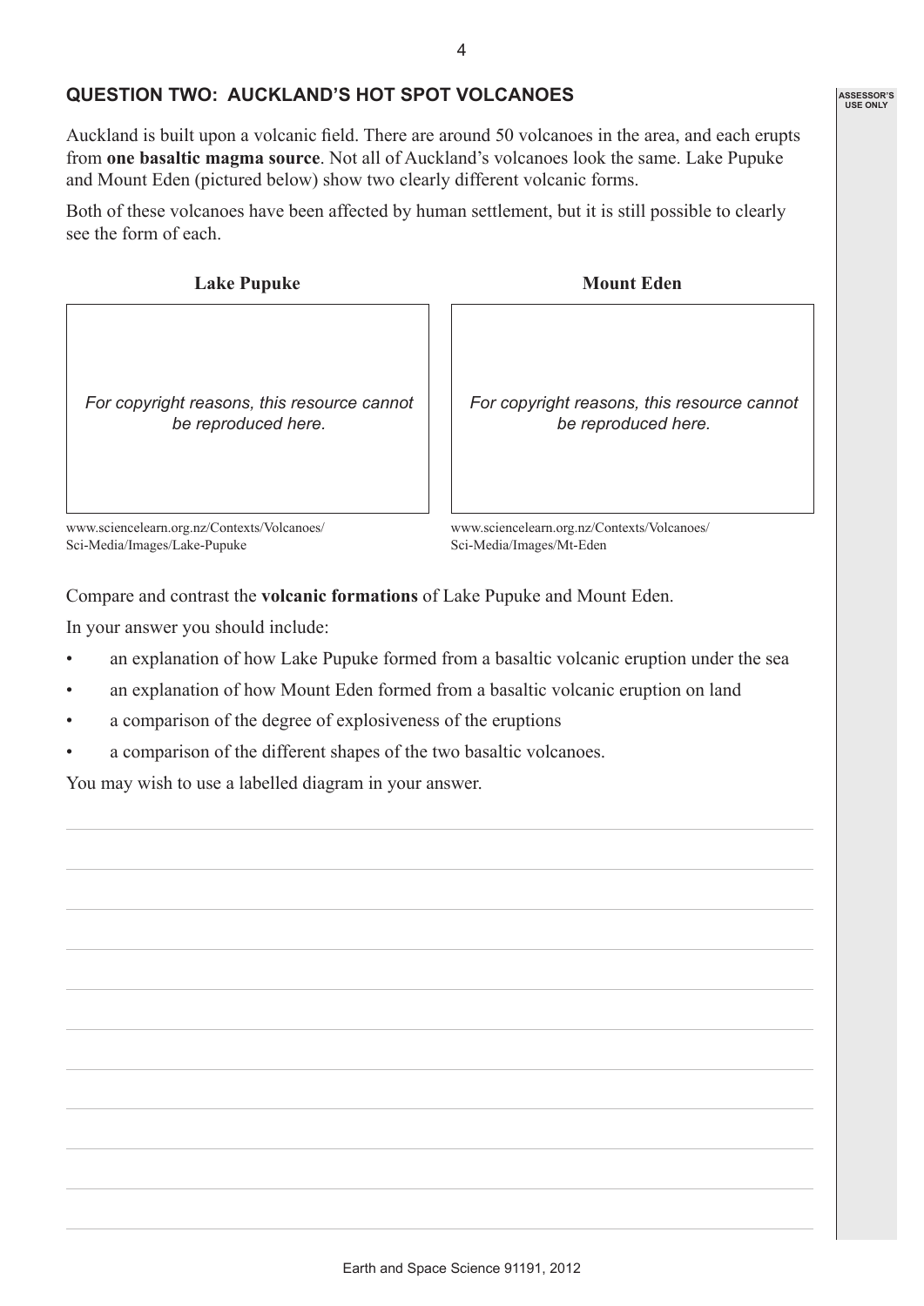## QUESTION TWO: AUCKLAND'S HOT SPOT VOLCANOES

Auckland is built upon a volcanic field. There are around 50 volcanoes in the area, and each erupts from **one basaltic magma source**. Not all of Auckland's volcanoes look the same. Lake Pupuke and Mount Eden (pictured below) show two clearly different volcanic forms.

Both of these volcanoes have been affected by human settlement, but it is still possible to clearly see the form of each.

**Lake Pupuke**

*For copyright reasons, this resource cannot be reproduced here.*

www.sciencelearn.org.nz/Contexts/Volcanoes/Sci-Media/Images/Lake-Pupuke

**Mount Eden**

*For copyright reasons, this resource cannot be reproduced here.*

www.sciencelearn.org.nz/Contexts/Volcanoes/Sci-Media/Images/Mt-Eden

Compare and contrast the **volcanic formations** of Lake Pupuke and Mount Eden.

In your answer you should include:

- an explanation of how Lake Pupuke formed from a basaltic volcanic eruption under the sea
- an explanation of how Mount Eden formed from a basaltic volcanic eruption on land
- a comparison of the degree of explosiveness of the eruptions
- a comparison of the different shapes of the two basaltic volcanoes.

You may wish to use a labelled diagram in your answer.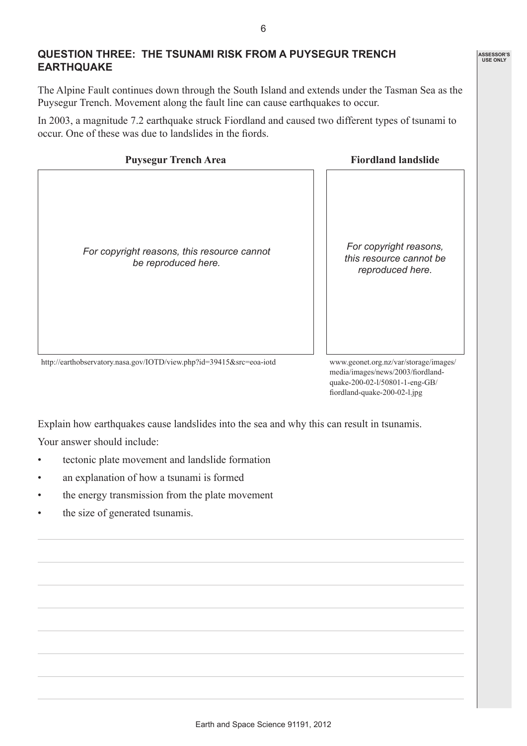## QUESTION THREE: THE TSUNAMI RISK FROM A PUYSEGUR TRENCH EARTHQUAKE

The Alpine Fault continues down through the South Island and extends under the Tasman Sea as the Puysegur Trench. Movement along the fault line can cause earthquakes to occur.

In 2003, a magnitude 7.2 earthquake struck Fiordland and caused two different types of tsunami to occur. One of these was due to landslides in the fiords.

**Puysegur Trench Area**

*For copyright reasons, this resource cannot be reproduced here.*

http://earthobservatory.nasa.gov/IOTD/view.php?id=39415&src=eoa-iotd

**Fiordland landslide**

*For copyright reasons, this resource cannot be reproduced here.*

www.geonet.org.nz/var/storage/images/media/images/news/2003/fiordland-quake-200-02-l/50801-1-eng-GB/fiordland-quake-200-02-l.jpg

Explain how earthquakes cause landslides into the sea and why this can result in tsunamis.

Your answer should include:

- tectonic plate movement and landslide formation
- an explanation of how a tsunami is formed
- the energy transmission from the plate movement
- the size of generated tsunamis.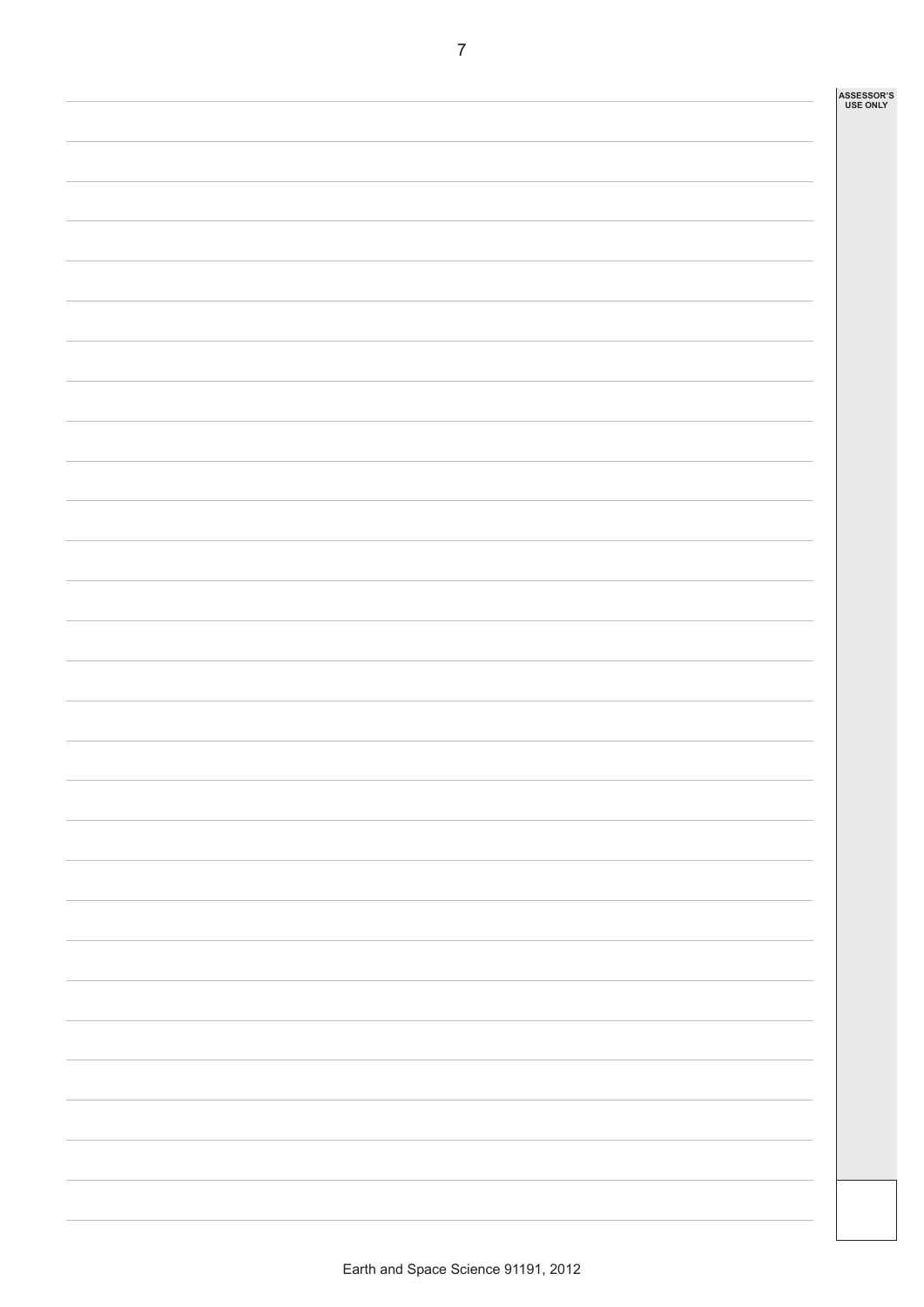ASSESSOR'S USE ONLY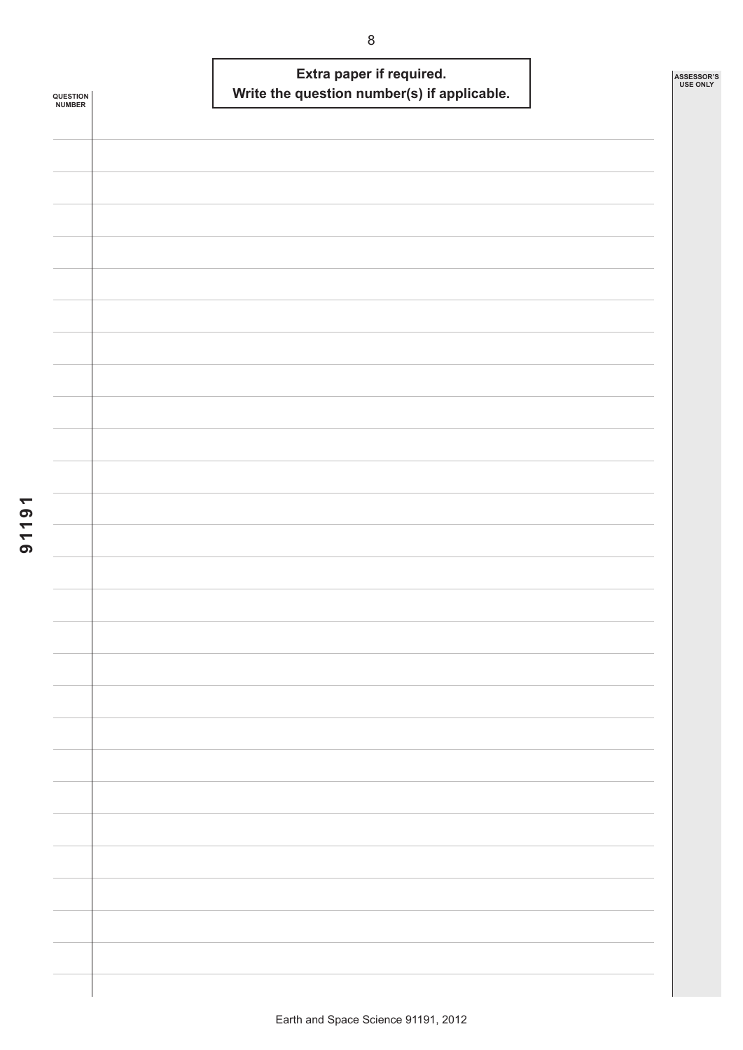**Extra paper if required.**
**Write the question number(s) if applicable.**

QUESTION NUMBER

ASSESSOR'S USE ONLY

91191